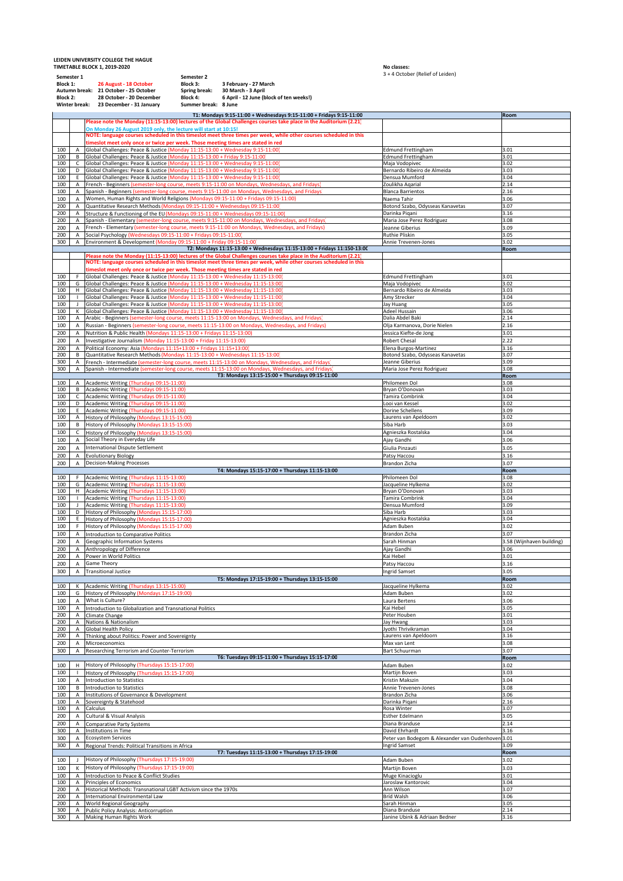**LEIDEN UNIVERSITY COLLEGE THE HAGUE**
**TIMETABLE BLOCK 1, 2019-2020**

| **Semester 1** | | **Semester 2** | |
|---|---|---|---|
| **Block 1:** | **26 August - 18 October** | **Block 3:** | **3 February - 27 March** |
| **Autumn break:** | **21 October - 25 October** | **Spring break:** | **30 March - 3 April** |
| **Block 2:** | **28 October - 20 December** | **Block 4:** | **6 April - 12 June (block of ten weeks!)** |
| **Winter break:** | **23 December - 31 January** | **Summer break:** | **8 June** |

**No classes:**
3 + 4 October (Relief of Leiden)

| | | **T1: Mondays 9:15-11:00 + Wednesdays 9:15-11:00 + Fridays 9:15-11:00** | | **Room** |
|---|---|---|---|---|
| | | Please note the Monday (11:15-13:00) lectures of the Global Challenges courses take place in the Auditorium (2.21) | | |
| | | On Monday 26 August 2019 only, the lecture will start at 10:15! | | |
| | | NOTE: language courses scheduled in this timeslot meet three times per week, while other courses scheduled in this timeslot meet only once or twice per week. Those meeting times are stated in red | | |
| 100 | A | Global Challenges: Peace & Justice (Monday 11:15-13:00 + Wednesday 9:15-11:00) | Edmund Frettingham | 3.01 |
| 100 | B | Global Challenges: Peace & Justice (Monday 11:15-13:00 + Friday 9:15-11:00) | Edmund Frettingham | 3.01 |
| 100 | C | Global Challenges: Peace & Justice (Monday 11:15-13:00 + Wednesday 9:15-11:00) | Maja Vodopivec | 3.02 |
| 100 | D | Global Challenges: Peace & Justice (Monday 11:15-13:00 + Wednesday 9:15-11:00) | Bernardo Ribeiro de Almeida | 3.03 |
| 100 | E | Global Challenges: Peace & Justice (Monday 11:15-13:00 + Wednesday 9:15-11:00) | Densua Mumford | 3.04 |
| 100 | A | French - Beginners (semester-long course, meets 9:15-11:00 on Mondays, Wednesdays, and Fridays) | Zoulikha Aqarial | 2.14 |
| 100 | A | Spanish - Beginners (semester-long course, meets 9:15-11:00 on Mondays, Wednesdays, and Fridays | Blanca Barrientos | 2.16 |
| 100 | A | Women, Human Rights and World Religions (Mondays 09:15-11:00 + Fridays 09:15-11:00) | Naema Tahir | 3.06 |
| 200 | A | Quantitative Research Methods (Mondays 09:15-11:00 + Wednesdays 09:15-11:00) | Botond Szabo, Odysseas Kanavetas | 3.07 |
| 200 | A | Structure & Functioning of the EU (Mondays 09:15-11:00 + Wednesdays 09:15-11:00) | Darinka Piqani | 3.16 |
| 200 | A | Spanish - Elementary (semester-long course, meets 9:15-11:00 on Mondays, Wednesdays, and Fridays) | Maria Jose Perez Rodriguez | 3.08 |
| 200 | A | French - Elementary (semester-long course, meets 9:15-11:00 on Mondays, Wednesdays, and Fridays) | Jeanne Giberius | 3.09 |
| 200 | A | Social Psychology (Wednesdays 09:15-11:00 + Fridays 09:15-11:00) | Ruthie Pliskin | 3.05 |
| 300 | A | Environment & Development (Monday 09:15-11:00 + Friday 09:15-11:00) | Annie Trevenen-Jones | 3.02 |
| | | **T2: Mondays 11:15-13:00 + Wednesdays 11:15-13:00 + Fridays 11:150-13:00** | | **Room** |
| | | Please note the Monday (11:15-13:00) lectures of the Global Challenges courses take place in the Auditorium (2.21) | | |
| | | NOTE: language courses scheduled in this timeslot meet three times per week, while other courses scheduled in this timeslot meet only once or twice per week. Those meeting times are stated in red | | |
| 100 | F | Global Challenges: Peace & Justice (Monday 11:15-13:00 + Wednesday 11:15-13:00) | Edmund Frettingham | 3.01 |
| 100 | G | Global Challenges: Peace & Justice (Monday 11:15-13:00 + Wednesday 11:15-13:00) | Maja Vodopivec | 3.02 |
| 100 | H | Global Challenges: Peace & Justice (Monday 11:15-13:00 + Wednesday 11:15-13:00) | Bernardo Ribeiro de Almeida | 3.03 |
| 100 | I | Global Challenges: Peace & Justice (Monday 11:15-13:00 + Wednesday 11:15-13:00) | Amy Strecker | 3.04 |
| 100 | J | Global Challenges: Peace & Justice (Monday 11:15-13:00 + Wednesday 11:15-13:00) | Jay Huang | 3.05 |
| 100 | K | Global Challenges: Peace & Justice (Monday 11:15-13:00 + Wednesday 11:15-13:00) | Adeel Hussain | 3.06 |
| 100 | A | Arabic - Beginners (semester-long course, meets 11:15-13:00 on Mondays, Wednesdays, and Fridays) | Dalia Abdel Baki | 2.14 |
| 100 | A | Russian - Beginners (semester-long course, meets 11:15-13:00 on Mondays, Wednesdays, and Fridays) | Olja Karmanova, Dorie Nielen | 2.16 |
| 200 | A | Nutrition & Public Health (Mondays 11:15-13:00 + Fridays 11:15-13:00) | Jessica Kiefte-de Jong | 3.01 |
| 200 | A | Investigative Journalism (Monday 11:15-13:00 + Friday 11:15-13:00) | Robert Chesal | 2.22 |
| 200 | A | Political Economy: Asia (Mondays 11:15+13:00 + Fridays 11:15+13:00) | Elena Burgos-Martinez | 3.16 |
| 200 | B | Quantitative Research Methods (Mondays 11:15-13:00 + Wednesdays 11:15-13:00) | Botond Szabo, Odysseas Kanavetas | 3.07 |
| 300 | A | French - Intermediate (semester-long course, meets 11:15-13:00 on Mondays, Wednesdays, and Fridays) | Jeanne Giberius | 3.09 |
| 300 | A | Spanish - Intermediate (semester-long course, meets 11:15-13:00 on Mondays, Wednesdays, and Fridays) | Maria Jose Perez Rodriguez | 3.08 |
| | | **T3: Mondays 13:15-15:00 + Thursdays 09:15-11:00** | | **Room** |
| 100 | A | Academic Writing (Thursdays 09:15-11:00) | Philomeen Dol | 3.08 |
| 100 | B | Academic Writing (Thursdays 09:15-11:00) | Bryan O'Donovan | 3.03 |
| 100 | C | Academic Writing (Thursdays 09:15-11:00) | Tamira Combrink | 3.04 |
| 100 | D | Academic Writing (Thursdays 09:15-11:00) | Looi van Kessel | 3.02 |
| 100 | E | Academic Writing (Thursdays 09:15-11:00) | Dorine Schellens | 3.09 |
| 100 | A | History of Philosophy (Mondays 13:15-15:00) | Laurens van Apeldoorn | 3.02 |
| 100 | B | History of Philosophy (Mondays 13:15-15:00) | Siba Harb | 3.03 |
| 100 | C | History of Philosophy (Mondays 13:15-15:00) | Agnieszka Rostalska | 3.04 |
| 100 | A | Social Theory in Everyday Life | Ajay Gandhi | 3.06 |
| 200 | A | International Dispute Settlement | Giulia Pinzauti | 3.05 |
| 200 | A | Evolutionary Biology | Patsy Haccou | 3.16 |
| 200 | A | Decision-Making Processes | Brandon Zicha | 3.07 |
| | | **T4: Mondays 15:15-17:00 + Thursdays 11:15-13:00** | | **Room** |
| 100 | F | Academic Writing (Thursdays 11:15-13:00) | Philomeen Dol | 3.08 |
| 100 | G | Academic Writing (Thursdays 11:15-13:00) | Jacqueline Hylkema | 3.02 |
| 100 | H | Academic Writing (Thursdays 11:15-13:00) | Bryan O'Donovan | 3.03 |
| 100 | I | Academic Writing (Thursdays 11:15-13:00) | Tamira Combrink | 3.04 |
| 100 | J | Academic Writing (Thursdays 11:15-13:00) | Densua Mumford | 3.09 |
| 100 | D | History of Philosophy (Mondays 15:15-17:00) | Siba Harb | 3.03 |
| 100 | E | History of Philosophy (Mondays 15:15-17:00) | Agnieszka Rostalska | 3.04 |
| 100 | F | History of Philosophy (Mondays 15:15-17:00) | Adam Buben | 3.02 |
| 100 | A | Introduction to Comparative Politics | Brandon Zicha | 3.07 |
| 200 | A | Geographic Information Systems | Sarah Hinman | 3.58 (Wijnhaven building) |
| 200 | A | Anthropology of Difference | Ajay Gandhi | 3.06 |
| 200 | A | Power in World Politics | Kai Hebel | 3.01 |
| 200 | A | Game Theory | Patsy Haccou | 3.16 |
| 300 | A | Transitional Justice | Ingrid Samset | 3.05 |
| | | **T5: Mondays 17:15-19:00 + Thursdays 13:15-15:00** | | **Room** |
| 100 | K | Academic Writing (Thursdays 13:15-15:00) | Jacqueline Hylkema | 3.02 |
| 100 | G | History of Philosophy (Mondays 17:15-19:00) | Adam Buben | 3.02 |
| 100 | A | What is Culture? | Laura Bertens | 3.06 |
| 100 | A | Introduction to Globalization and Transnational Politics | Kai Hebel | 3.05 |
| 200 | A | Climate Change | Peter Houben | 3.01 |
| 200 | A | Nations & Nationalism | Jay Hwang | 3.03 |
| 200 | A | Global Health Policy | Jyothi Thrivikraman | 3.04 |
| 200 | A | Thinking about Politics: Power and Sovereignty | Laurens van Apeldoorn | 3.16 |
| 200 | A | Microeconomics | Max van Lent | 3.08 |
| 300 | A | Researching Terrorism and Counter-Terrorism | Bart Schuurman | 3.07 |
| | | **T6: Tuesdays 09:15-11:00 + Thursdays 15:15-17:00** | | **Room** |
| 100 | H | History of Philosophy (Thursdays 15:15-17:00) | Adam Buben | 3.02 |
| 100 | I | History of Philosophy (Thursdays 15:15-17:00) | Martijn Boven | 3.03 |
| 100 | A | Introduction to Statistics | Kristin Makszin | 3.04 |
| 100 | B | Introduction to Statistics | Annie Trevenen-Jones | 3.08 |
| 100 | A | Institutions of Governance & Development | Brandon Zicha | 3.06 |
| 100 | A | Sovereignty & Statehood | Darinka Piqani | 2.16 |
| 100 | A | Calculus | Rosa Winter | 3.07 |
| 200 | A | Cultural & Visual Analysis | Esther Edelmann | 3.05 |
| 200 | A | Comparative Party Systems | Diana Branduse | 2.14 |
| 300 | A | Institutions in Time | David Ehrhardt | 3.16 |
| 300 | A | Ecosystem Services | Peter van Bodegom & Alexander van Oudenhoven | 3.01 |
| 300 | A | Regional Trends: Political Transitions in Africa | Ingrid Samset | 3.09 |
| | | **T7: Tuesdays 11:15-13:00 + Thursdays 17:15-19:00** | | **Room** |
| 100 | J | History of Philosophy (Thursdays 17:15-19:00) | Adam Buben | 3.02 |
| 100 | K | History of Philosophy (Thursdays 17:15-19:00) | Martijn Boven | 3.03 |
| 100 | A | Introduction to Peace & Conflict Studies | Muge Kinacioglu | 3.01 |
| 100 | A | Principles of Economics | Jaroslaw Kantorovic | 3.04 |
| 200 | A | Historical Methods: Transnational LGBT Activism since the 1970s | Ann Wilson | 3.07 |
| 200 | A | International Environmental Law | Brid Walsh | 3.06 |
| 200 | A | World Regional Geography | Sarah Hinman | 3.05 |
| 300 | A | Public Policy Analysis: Anticorruption | Diana Branduse | 2.14 |
| 300 | A | Making Human Rights Work | Janine Ubink & Adriaan Bedner | 3.16 |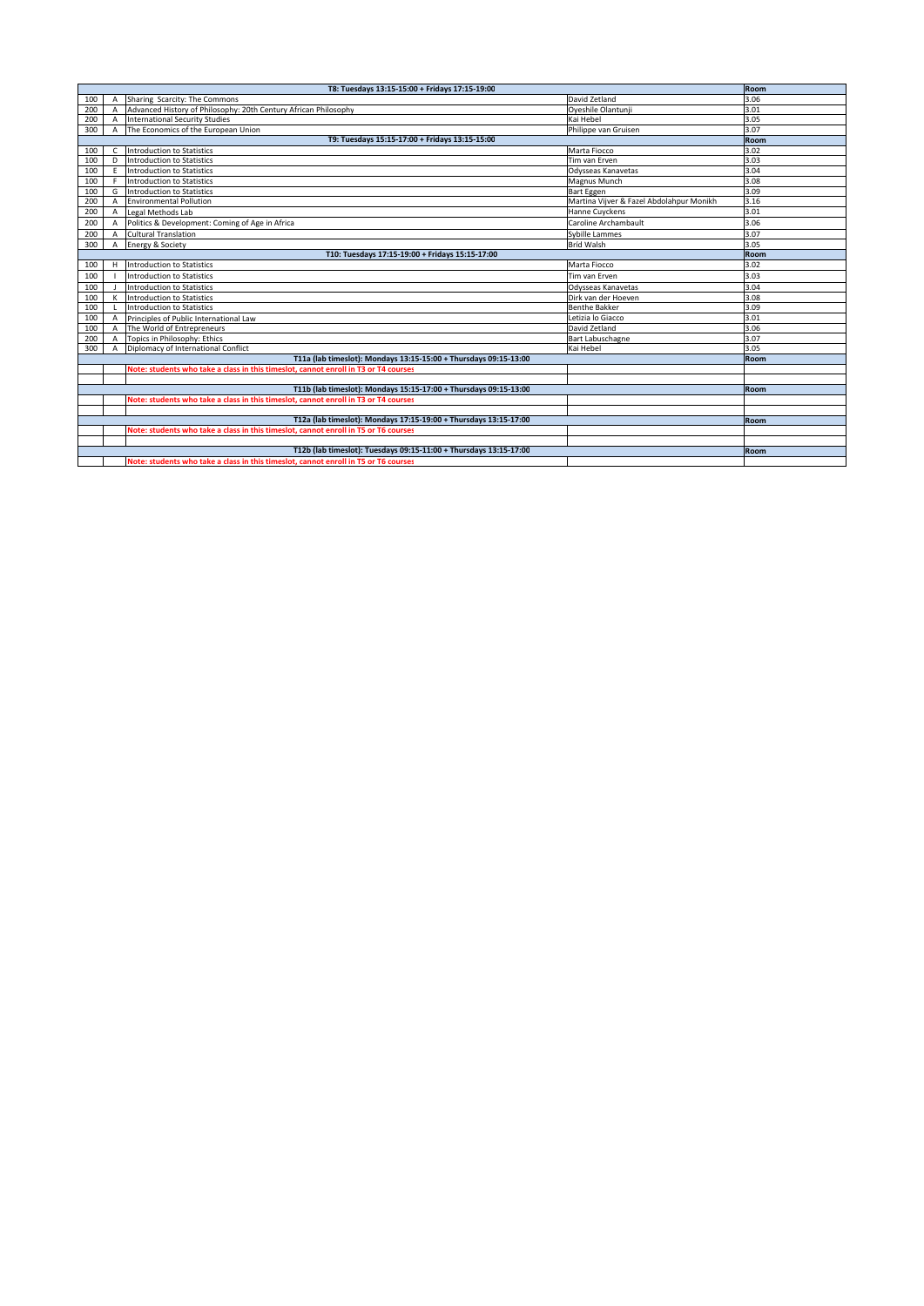| | | | | |
|---|---|---|---|---|
| | | **T8: Tuesdays 13:15-15:00 + Fridays 17:15-19:00** | | **Room** |
| 100 | A | Sharing Scarcity: The Commons | David Zetland | 3.06 |
| 200 | A | Advanced History of Philosophy: 20th Century African Philosophy | Oyeshile Olantunji | 3.01 |
| 200 | A | International Security Studies | Kai Hebel | 3.05 |
| 300 | A | The Economics of the European Union | Philippe van Gruisen | 3.07 |
| | | **T9: Tuesdays 15:15-17:00 + Fridays 13:15-15:00** | | **Room** |
| 100 | C | Introduction to Statistics | Marta Fiocco | 3.02 |
| 100 | D | Introduction to Statistics | Tim van Erven | 3.03 |
| 100 | E | Introduction to Statistics | Odysseas Kanavetas | 3.04 |
| 100 | F | Introduction to Statistics | Magnus Munch | 3.08 |
| 100 | G | Introduction to Statistics | Bart Eggen | 3.09 |
| 200 | A | Environmental Pollution | Martina Vijver & Fazel Abdolahpur Monikh | 3.16 |
| 200 | A | Legal Methods Lab | Hanne Cuyckens | 3.01 |
| 200 | A | Politics & Development: Coming of Age in Africa | Caroline Archambault | 3.06 |
| 200 | A | Cultural Translation | Sybille Lammes | 3.07 |
| 300 | A | Energy & Society | Brid Walsh | 3.05 |
| | | **T10: Tuesdays 17:15-19:00 + Fridays 15:15-17:00** | | **Room** |
| 100 | H | Introduction to Statistics | Marta Fiocco | 3.02 |
| 100 | I | Introduction to Statistics | Tim van Erven | 3.03 |
| 100 | J | Introduction to Statistics | Odysseas Kanavetas | 3.04 |
| 100 | K | Introduction to Statistics | Dirk van der Hoeven | 3.08 |
| 100 | L | Introduction to Statistics | Benthe Bakker | 3.09 |
| 100 | A | Principles of Public International Law | Letizia lo Giacco | 3.01 |
| 100 | A | The World of Entrepreneurs | David Zetland | 3.06 |
| 200 | A | Topics in Philosophy: Ethics | Bart Labuschagne | 3.07 |
| 300 | A | Diplomacy of International Conflict | Kai Hebel | 3.05 |
| | | **T11a (lab timeslot): Mondays 13:15-15:00 + Thursdays 09:15-13:00** | | **Room** |
| | | **Note: students who take a class in this timeslot, cannot enroll in T3 or T4 courses** | | |
| | | | | |
| | | **T11b (lab timeslot): Mondays 15:15-17:00 + Thursdays 09:15-13:00** | | **Room** |
| | | **Note: students who take a class in this timeslot, cannot enroll in T3 or T4 courses** | | |
| | | | | |
| | | **T12a (lab timeslot): Mondays 17:15-19:00 + Thursdays 13:15-17:00** | | **Room** |
| | | **Note: students who take a class in this timeslot, cannot enroll in T5 or T6 courses** | | |
| | | | | |
| | | **T12b (lab timeslot): Tuesdays 09:15-11:00 + Thursdays 13:15-17:00** | | **Room** |
| | | **Note: students who take a class in this timeslot, cannot enroll in T5 or T6 courses** | | |